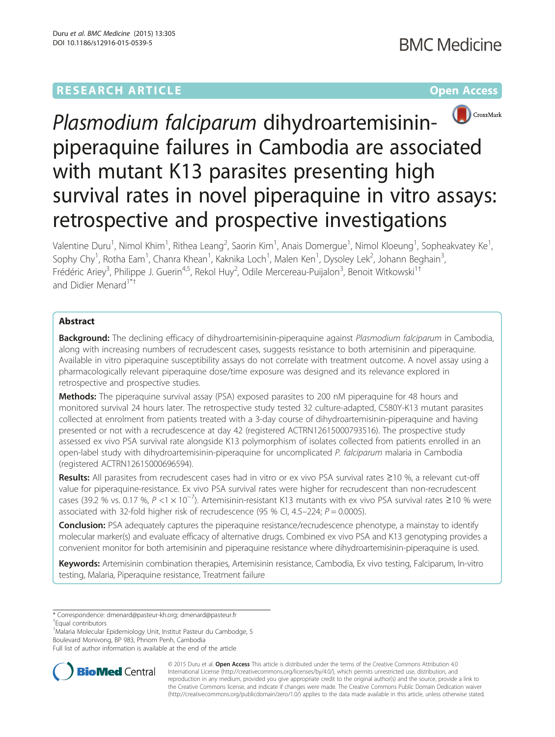RESEARCH ARTICLE

Open Access

# *Plasmodium falciparum* dihydroartemisinin-piperaquine failures in Cambodia are associated with mutant K13 parasites presenting high survival rates in novel piperaquine in vitro assays: retrospective and prospective investigations

Valentine Duru[1], Nimol Khim[1], Rithea Leang[2], Saorin Kim[1], Anais Domergue[1], Nimol Kloeung[1], Sopheakvatey Ke[1], Sophy Chy[1], Rotha Eam[1], Chanra Khean[1], Kaknika Loch[1], Malen Ken[1], Dysoley Lek[2], Johann Beghain[3], Frédéric Ariey[3], Philippe J. Guerin[4,5], Rekol Huy[2], Odile Mercereau-Puijalon[3], Benoit Witkowski[1†] and Didier Menard[1*†]

## Abstract

**Background:** The declining efficacy of dihydroartemisinin-piperaquine against *Plasmodium falciparum* in Cambodia, along with increasing numbers of recrudescent cases, suggests resistance to both artemisinin and piperaquine. Available in vitro piperaquine susceptibility assays do not correlate with treatment outcome. A novel assay using a pharmacologically relevant piperaquine dose/time exposure was designed and its relevance explored in retrospective and prospective studies.

**Methods:** The piperaquine survival assay (PSA) exposed parasites to 200 nM piperaquine for 48 hours and monitored survival 24 hours later. The retrospective study tested 32 culture-adapted, C580Y-K13 mutant parasites collected at enrolment from patients treated with a 3-day course of dihydroartemisinin-piperaquine and having presented or not with a recrudescence at day 42 (registered ACTRN12615000793516). The prospective study assessed ex vivo PSA survival rate alongside K13 polymorphism of isolates collected from patients enrolled in an open-label study with dihydroartemisinin-piperaquine for uncomplicated *P. falciparum* malaria in Cambodia (registered ACTRN12615000696594).

**Results:** All parasites from recrudescent cases had in vitro or ex vivo PSA survival rates ≥10 %, a relevant cut-off value for piperaquine-resistance. Ex vivo PSA survival rates were higher for recrudescent than non-recrudescent cases (39.2 % vs. 0.17 %, $P < 1 \times 10^{-7}$). Artemisinin-resistant K13 mutants with ex vivo PSA survival rates ≥10 % were associated with 32-fold higher risk of recrudescence (95 % CI, 4.5–224; $P = 0.0005$).

**Conclusion:** PSA adequately captures the piperaquine resistance/recrudescence phenotype, a mainstay to identify molecular marker(s) and evaluate efficacy of alternative drugs. Combined ex vivo PSA and K13 genotyping provides a convenient monitor for both artemisinin and piperaquine resistance where dihydroartemisinin-piperaquine is used.

**Keywords:** Artemisinin combination therapies, Artemisinin resistance, Cambodia, Ex vivo testing, Falciparum, In-vitro testing, Malaria, Piperaquine resistance, Treatment failure

\* Correspondence: dmenard@pasteur-kh.org; dmenard@pasteur.fr
† Equal contributors
[1] Malaria Molecular Epidemiology Unit, Institut Pasteur du Cambodge, 5 Boulevard Monivong, BP 983, Phnom Penh, Cambodia
Full list of author information is available at the end of the article

© 2015 Duru et al. **Open Access** This article is distributed under the terms of the Creative Commons Attribution 4.0 International License (http://creativecommons.org/licenses/by/4.0/), which permits unrestricted use, distribution, and reproduction in any medium, provided you give appropriate credit to the original author(s) and the source, provide a link to the Creative Commons license, and indicate if changes were made. The Creative Commons Public Domain Dedication waiver (http://creativecommons.org/publicdomain/zero/1.0/) applies to the data made available in this article, unless otherwise stated.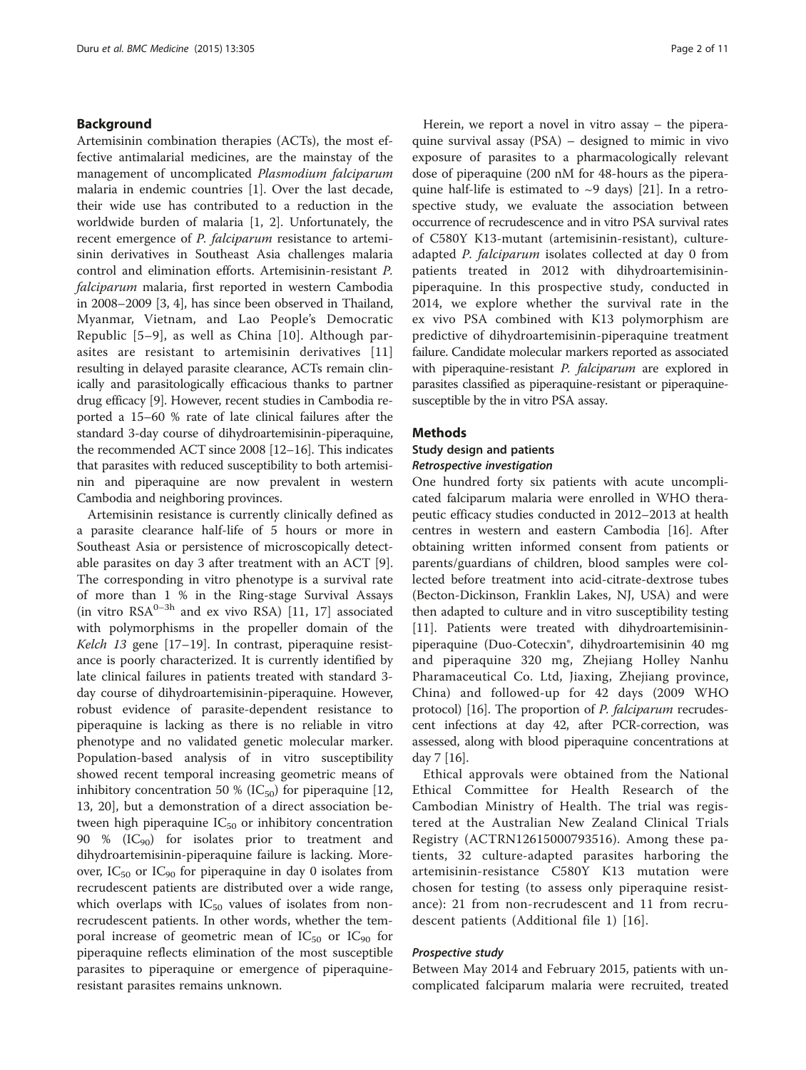## Background

Artemisinin combination therapies (ACTs), the most effective antimalarial medicines, are the mainstay of the management of uncomplicated *Plasmodium falciparum* malaria in endemic countries [1]. Over the last decade, their wide use has contributed to a reduction in the worldwide burden of malaria [1, 2]. Unfortunately, the recent emergence of *P. falciparum* resistance to artemisinin derivatives in Southeast Asia challenges malaria control and elimination efforts. Artemisinin-resistant *P. falciparum* malaria, first reported in western Cambodia in 2008–2009 [3, 4], has since been observed in Thailand, Myanmar, Vietnam, and Lao People's Democratic Republic [5–9], as well as China [10]. Although parasites are resistant to artemisinin derivatives [11] resulting in delayed parasite clearance, ACTs remain clinically and parasitologically efficacious thanks to partner drug efficacy [9]. However, recent studies in Cambodia reported a 15–60 % rate of late clinical failures after the standard 3-day course of dihydroartemisinin-piperaquine, the recommended ACT since 2008 [12–16]. This indicates that parasites with reduced susceptibility to both artemisinin and piperaquine are now prevalent in western Cambodia and neighboring provinces.

Artemisinin resistance is currently clinically defined as a parasite clearance half-life of 5 hours or more in Southeast Asia or persistence of microscopically detectable parasites on day 3 after treatment with an ACT [9]. The corresponding in vitro phenotype is a survival rate of more than 1 % in the Ring-stage Survival Assays (in vitro $RSA^{0-3h}$ and ex vivo RSA) [11, 17] associated with polymorphisms in the propeller domain of the *Kelch 13* gene [17–19]. In contrast, piperaquine resistance is poorly characterized. It is currently identified by late clinical failures in patients treated with standard 3-day course of dihydroartemisinin-piperaquine. However, robust evidence of parasite-dependent resistance to piperaquine is lacking as there is no reliable in vitro phenotype and no validated genetic molecular marker. Population-based analysis of in vitro susceptibility showed recent temporal increasing geometric means of inhibitory concentration 50 % ($IC_{50}$) for piperaquine [12, 13, 20], but a demonstration of a direct association between high piperaquine $IC_{50}$ or inhibitory concentration 90 % ($IC_{90}$) for isolates prior to treatment and dihydroartemisinin-piperaquine failure is lacking. Moreover, $IC_{50}$ or $IC_{90}$ for piperaquine in day 0 isolates from recrudescent patients are distributed over a wide range, which overlaps with $IC_{50}$ values of isolates from non-recrudescent patients. In other words, whether the temporal increase of geometric mean of $IC_{50}$ or $IC_{90}$ for piperaquine reflects elimination of the most susceptible parasites to piperaquine or emergence of piperaquine-resistant parasites remains unknown.

Herein, we report a novel in vitro assay – the piperaquine survival assay (PSA) – designed to mimic in vivo exposure of parasites to a pharmacologically relevant dose of piperaquine (200 nM for 48-hours as the piperaquine half-life is estimated to ~9 days) [21]. In a retrospective study, we evaluate the association between occurrence of recrudescence and in vitro PSA survival rates of C580Y K13-mutant (artemisinin-resistant), culture-adapted *P. falciparum* isolates collected at day 0 from patients treated in 2012 with dihydroartemisinin-piperaquine. In this prospective study, conducted in 2014, we explore whether the survival rate in the ex vivo PSA combined with K13 polymorphism are predictive of dihydroartemisinin-piperaquine treatment failure. Candidate molecular markers reported as associated with piperaquine-resistant *P. falciparum* are explored in parasites classified as piperaquine-resistant or piperaquine-susceptible by the in vitro PSA assay.

## Methods

### Study design and patients

#### *Retrospective investigation*

One hundred forty six patients with acute uncomplicated falciparum malaria were enrolled in WHO therapeutic efficacy studies conducted in 2012–2013 at health centres in western and eastern Cambodia [16]. After obtaining written informed consent from patients or parents/guardians of children, blood samples were collected before treatment into acid-citrate-dextrose tubes (Becton-Dickinson, Franklin Lakes, NJ, USA) and were then adapted to culture and in vitro susceptibility testing [11]. Patients were treated with dihydroartemisinin-piperaquine (Duo-Cotecxin®, dihydroartemisinin 40 mg and piperaquine 320 mg, Zhejiang Holley Nanhu Pharamaceutical Co. Ltd, Jiaxing, Zhejiang province, China) and followed-up for 42 days (2009 WHO protocol) [16]. The proportion of *P. falciparum* recrudescent infections at day 42, after PCR-correction, was assessed, along with blood piperaquine concentrations at day 7 [16].

Ethical approvals were obtained from the National Ethical Committee for Health Research of the Cambodian Ministry of Health. The trial was registered at the Australian New Zealand Clinical Trials Registry (ACTRN12615000793516). Among these patients, 32 culture-adapted parasites harboring the artemisinin-resistance C580Y K13 mutation were chosen for testing (to assess only piperaquine resistance): 21 from non-recrudescent and 11 from recrudescent patients (Additional file 1) [16].

#### *Prospective study*

Between May 2014 and February 2015, patients with uncomplicated falciparum malaria were recruited, treated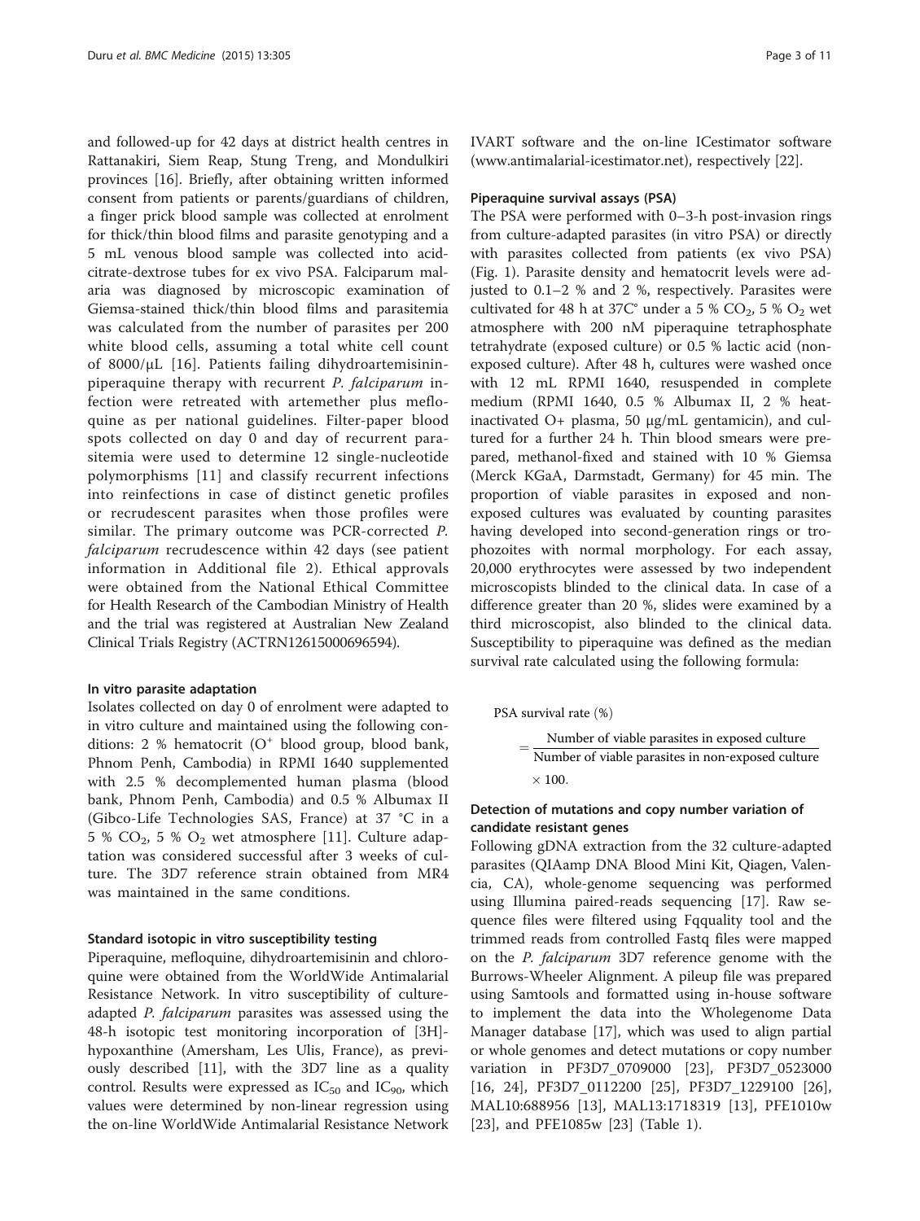and followed-up for 42 days at district health centres in Rattanakiri, Siem Reap, Stung Treng, and Mondulkiri provinces [16]. Briefly, after obtaining written informed consent from patients or parents/guardians of children, a finger prick blood sample was collected at enrolment for thick/thin blood films and parasite genotyping and a 5 mL venous blood sample was collected into acid-citrate-dextrose tubes for ex vivo PSA. Falciparum malaria was diagnosed by microscopic examination of Giemsa-stained thick/thin blood films and parasitemia was calculated from the number of parasites per 200 white blood cells, assuming a total white cell count of 8000/μL [16]. Patients failing dihydroartemisinin-piperaquine therapy with recurrent *P. falciparum* infection were retreated with artemether plus mefloquine as per national guidelines. Filter-paper blood spots collected on day 0 and day of recurrent parasitemia were used to determine 12 single-nucleotide polymorphisms [11] and classify recurrent infections into reinfections in case of distinct genetic profiles or recrudescent parasites when those profiles were similar. The primary outcome was PCR-corrected *P. falciparum* recrudescence within 42 days (see patient information in Additional file 2). Ethical approvals were obtained from the National Ethical Committee for Health Research of the Cambodian Ministry of Health and the trial was registered at Australian New Zealand Clinical Trials Registry (ACTRN12615000696594).

#### In vitro parasite adaptation

Isolates collected on day 0 of enrolment were adapted to in vitro culture and maintained using the following conditions: 2 % hematocrit ($O^+$ blood group, blood bank, Phnom Penh, Cambodia) in RPMI 1640 supplemented with 2.5 % decomplemented human plasma (blood bank, Phnom Penh, Cambodia) and 0.5 % Albumax II (Gibco-Life Technologies SAS, France) at 37 °C in a 5 % $CO_2$, 5 % $O_2$ wet atmosphere [11]. Culture adaptation was considered successful after 3 weeks of culture. The 3D7 reference strain obtained from MR4 was maintained in the same conditions.

#### Standard isotopic in vitro susceptibility testing

Piperaquine, mefloquine, dihydroartemisinin and chloroquine were obtained from the WorldWide Antimalarial Resistance Network. In vitro susceptibility of culture-adapted *P. falciparum* parasites was assessed using the 48-h isotopic test monitoring incorporation of [3H]-hypoxanthine (Amersham, Les Ulis, France), as previously described [11], with the 3D7 line as a quality control. Results were expressed as $IC_{50}$ and $IC_{90}$, which values were determined by non-linear regression using the on-line WorldWide Antimalarial Resistance Network IVART software and the on-line ICestimator software (www.antimalarial-icestimator.net), respectively [22].

#### Piperaquine survival assays (PSA)

The PSA were performed with 0–3-h post-invasion rings from culture-adapted parasites (in vitro PSA) or directly with parasites collected from patients (ex vivo PSA) (Fig. 1). Parasite density and hematocrit levels were adjusted to 0.1–2 % and 2 %, respectively. Parasites were cultivated for 48 h at 37C° under a 5 % $CO_2$, 5 % $O_2$ wet atmosphere with 200 nM piperaquine tetraphosphate tetrahydrate (exposed culture) or 0.5 % lactic acid (non-exposed culture). After 48 h, cultures were washed once with 12 mL RPMI 1640, resuspended in complete medium (RPMI 1640, 0.5 % Albumax II, 2 % heat-inactivated O+ plasma, 50 μg/mL gentamicin), and cultured for a further 24 h. Thin blood smears were prepared, methanol-fixed and stained with 10 % Giemsa (Merck KGaA, Darmstadt, Germany) for 45 min. The proportion of viable parasites in exposed and non-exposed cultures was evaluated by counting parasites having developed into second-generation rings or trophozoites with normal morphology. For each assay, 20,000 erythrocytes were assessed by two independent microscopists blinded to the clinical data. In case of a difference greater than 20 %, slides were examined by a third microscopist, also blinded to the clinical data. Susceptibility to piperaquine was defined as the median survival rate calculated using the following formula:

$$\text{PSA survival rate (\%)} = \frac{\text{Number of viable parasites in exposed culture}}{\text{Number of viable parasites in non-exposed culture}} \times 100.$$

#### Detection of mutations and copy number variation of candidate resistant genes

Following gDNA extraction from the 32 culture-adapted parasites (QIAamp DNA Blood Mini Kit, Qiagen, Valencia, CA), whole-genome sequencing was performed using Illumina paired-reads sequencing [17]. Raw sequence files were filtered using Fqquality tool and the trimmed reads from controlled Fastq files were mapped on the *P. falciparum* 3D7 reference genome with the Burrows-Wheeler Alignment. A pileup file was prepared using Samtools and formatted using in-house software to implement the data into the Wholegenome Data Manager database [17], which was used to align partial or whole genomes and detect mutations or copy number variation in PF3D7_0709000 [23], PF3D7_0523000 [16, 24], PF3D7_0112200 [25], PF3D7_1229100 [26], MAL10:688956 [13], MAL13:1718319 [13], PFE1010w [23], and PFE1085w [23] (Table 1).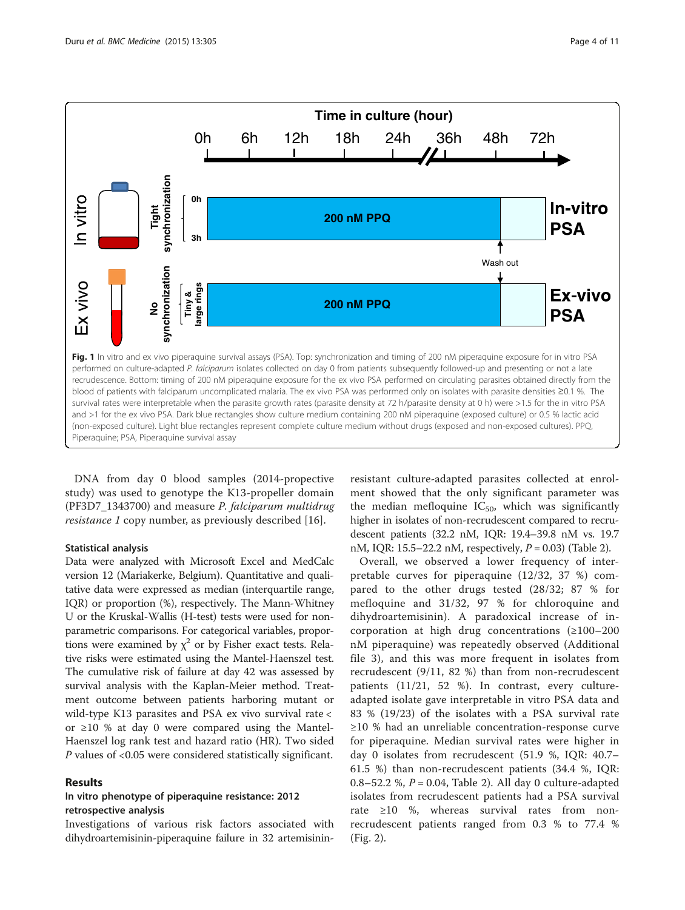**Fig. 1** In vitro and ex vivo piperaquine survival assays (PSA). Top: synchronization and timing of 200 nM piperaquine exposure for in vitro PSA performed on culture-adapted *P. falciparum* isolates collected on day 0 from patients subsequently followed-up and presenting or not a late recrudescence. Bottom: timing of 200 nM piperaquine exposure for the ex vivo PSA performed on circulating parasites obtained directly from the blood of patients with falciparum uncomplicated malaria. The ex vivo PSA was performed only on isolates with parasite densities ≥0.1 %. The survival rates were interpretable when the parasite growth rates (parasite density at 72 h/parasite density at 0 h) were >1.5 for the in vitro PSA and >1 for the ex vivo PSA. Dark blue rectangles show culture medium containing 200 nM piperaquine (exposed culture) or 0.5 % lactic acid (non-exposed culture). Light blue rectangles represent complete culture medium without drugs (exposed and non-exposed cultures). PPQ, Piperaquine; PSA, Piperaquine survival assay

DNA from day 0 blood samples (2014-propective study) was used to genotype the K13-propeller domain (PF3D7_1343700) and measure *P. falciparum multidrug resistance 1* copy number, as previously described [16].

### Statistical analysis

Data were analyzed with Microsoft Excel and MedCalc version 12 (Mariakerke, Belgium). Quantitative and qualitative data were expressed as median (interquartile range, IQR) or proportion (%), respectively. The Mann-Whitney U or the Kruskal-Wallis (H-test) tests were used for non-parametric comparisons. For categorical variables, proportions were examined by $\chi^2$ or by Fisher exact tests. Relative risks were estimated using the Mantel-Haenszel test. The cumulative risk of failure at day 42 was assessed by survival analysis with the Kaplan-Meier method. Treatment outcome between patients harboring mutant or wild-type K13 parasites and PSA ex vivo survival rate < or ≥10 % at day 0 were compared using the Mantel-Haenszel log rank test and hazard ratio (HR). Two sided *P* values of <0.05 were considered statistically significant.

## Results

### In vitro phenotype of piperaquine resistance: 2012 retrospective analysis

Investigations of various risk factors associated with dihydroartemisinin-piperaquine failure in 32 artemisinin-resistant culture-adapted parasites collected at enrolment showed that the only significant parameter was the median mefloquine $IC_{50}$, which was significantly higher in isolates of non-recrudescent compared to recrudescent patients (32.2 nM, IQR: 19.4–39.8 nM vs. 19.7 nM, IQR: 15.5–22.2 nM, respectively, $P = 0.03$) (Table 2).

Overall, we observed a lower frequency of interpretable curves for piperaquine (12/32, 37 %) compared to the other drugs tested (28/32; 87 % for mefloquine and 31/32, 97 % for chloroquine and dihydroartemisinin). A paradoxical increase of incorporation at high drug concentrations (≥100–200 nM piperaquine) was repeatedly observed (Additional file 3), and this was more frequent in isolates from recrudescent (9/11, 82 %) than from non-recrudescent patients (11/21, 52 %). In contrast, every culture-adapted isolate gave interpretable in vitro PSA data and 83 % (19/23) of the isolates with a PSA survival rate ≥10 % had an unreliable concentration-response curve for piperaquine. Median survival rates were higher in day 0 isolates from recrudescent (51.9 %, IQR: 40.7–61.5 %) than non-recrudescent patients (34.4 %, IQR: 0.8–52.2 %, $P = 0.04$, Table 2). All day 0 culture-adapted isolates from recrudescent patients had a PSA survival rate ≥10 %, whereas survival rates from non-recrudescent patients ranged from 0.3 % to 77.4 % (Fig. 2).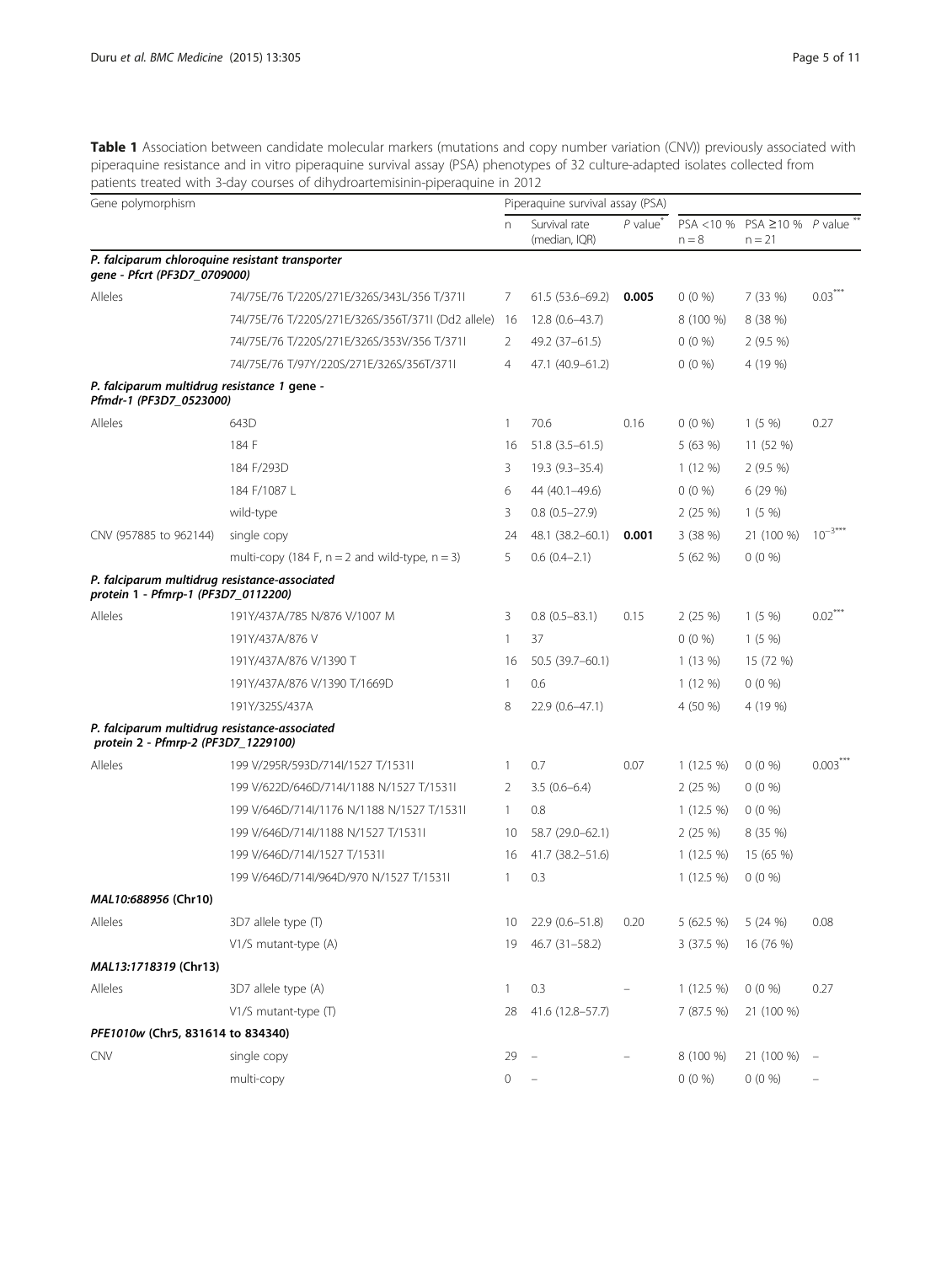**Table 1** Association between candidate molecular markers (mutations and copy number variation (CNV)) previously associated with piperaquine resistance and in vitro piperaquine survival assay (PSA) phenotypes of 32 culture-adapted isolates collected from patients treated with 3-day courses of dihydroartemisinin-piperaquine in 2012

| Gene polymorphism | | Piperaquine survival assay (PSA) | | | | | |
|---|---|---|---|---|---|---|---|
| | | n | Survival rate (median, IQR) | *P* value[*] | PSA <10 % n = 8 | PSA ≥10 % n = 21 | *P* value[**] |
| ***P. falciparum chloroquine resistant transporter gene - Pfcrt (PF3D7_0709000)*** | | | | | | | |
| Alleles | 74I/75E/76 T/220S/271E/326S/343L/356 T/371I | 7 | 61.5 (53.6–69.2) | **0.005** | 0 (0 %) | 7 (33 %) | 0.03[***] |
| | 74I/75E/76 T/220S/271E/326S/356T/371I (Dd2 allele) | 16 | 12.8 (0.6–43.7) | | 8 (100 %) | 8 (38 %) | |
| | 74I/75E/76 T/220S/271E/326S/353V/356 T/371I | 2 | 49.2 (37–61.5) | | 0 (0 %) | 2 (9.5 %) | |
| | 74I/75E/76 T/97Y/220S/271E/326S/356T/371I | 4 | 47.1 (40.9–61.2) | | 0 (0 %) | 4 (19 %) | |
| ***P. falciparum multidrug resistance 1 gene - Pfmdr-1 (PF3D7_0523000)*** | | | | | | | |
| Alleles | 643D | 1 | 70.6 | 0.16 | 0 (0 %) | 1 (5 %) | 0.27 |
| | 184 F | 16 | 51.8 (3.5–61.5) | | 5 (63 %) | 11 (52 %) | |
| | 184 F/293D | 3 | 19.3 (9.3–35.4) | | 1 (12 %) | 2 (9.5 %) | |
| | 184 F/1087 L | 6 | 44 (40.1–49.6) | | 0 (0 %) | 6 (29 %) | |
| | wild-type | 3 | 0.8 (0.5–27.9) | | 2 (25 %) | 1 (5 %) | |
| CNV (957885 to 962144) | single copy | 24 | 48.1 (38.2–60.1) | **0.001** | 3 (38 %) | 21 (100 %) | $10^{-3}$[***] |
| | multi-copy (184 F, n = 2 and wild-type, n = 3) | 5 | 0.6 (0.4–2.1) | | 5 (62 %) | 0 (0 %) | |
| ***P. falciparum multidrug resistance-associated protein 1 - Pfmrp-1 (PF3D7_0112200)*** | | | | | | | |
| Alleles | 191Y/437A/785 N/876 V/1007 M | 3 | 0.8 (0.5–83.1) | 0.15 | 2 (25 %) | 1 (5 %) | 0.02[***] |
| | 191Y/437A/876 V | 1 | 37 | | 0 (0 %) | 1 (5 %) | |
| | 191Y/437A/876 V/1390 T | 16 | 50.5 (39.7–60.1) | | 1 (13 %) | 15 (72 %) | |
| | 191Y/437A/876 V/1390 T/1669D | 1 | 0.6 | | 1 (12 %) | 0 (0 %) | |
| | 191Y/325S/437A | 8 | 22.9 (0.6–47.1) | | 4 (50 %) | 4 (19 %) | |
| ***P. falciparum multidrug resistance-associated protein 2 - Pfmrp-2 (PF3D7_1229100)*** | | | | | | | |
| Alleles | 199 V/295R/593D/714I/1527 T/1531I | 1 | 0.7 | 0.07 | 1 (12.5 %) | 0 (0 %) | 0.003[***] |
| | 199 V/622D/646D/714I/1188 N/1527 T/1531I | 2 | 3.5 (0.6–6.4) | | 2 (25 %) | 0 (0 %) | |
| | 199 V/646D/714I/1176 N/1188 N/1527 T/1531I | 1 | 0.8 | | 1 (12.5 %) | 0 (0 %) | |
| | 199 V/646D/714I/1188 N/1527 T/1531I | 10 | 58.7 (29.0–62.1) | | 2 (25 %) | 8 (35 %) | |
| | 199 V/646D/714I/1527 T/1531I | 16 | 41.7 (38.2–51.6) | | 1 (12.5 %) | 15 (65 %) | |
| | 199 V/646D/714I/964D/970 N/1527 T/1531I | 1 | 0.3 | | 1 (12.5 %) | 0 (0 %) | |
| ***MAL10:688956* (Chr10)** | | | | | | | |
| Alleles | 3D7 allele type (T) | 10 | 22.9 (0.6–51.8) | 0.20 | 5 (62.5 %) | 5 (24 %) | 0.08 |
| | V1/S mutant-type (A) | 19 | 46.7 (31–58.2) | | 3 (37.5 %) | 16 (76 %) | |
| ***MAL13:1718319* (Chr13)** | | | | | | | |
| Alleles | 3D7 allele type (A) | 1 | 0.3 | – | 1 (12.5 %) | 0 (0 %) | 0.27 |
| | V1/S mutant-type (T) | 28 | 41.6 (12.8–57.7) | | 7 (87.5 %) | 21 (100 %) | |
| ***PFE1010w* (Chr5, 831614 to 834340)** | | | | | | | |
| CNV | single copy | 29 | – | – | 8 (100 %) | 21 (100 %) | – |
| | multi-copy | 0 | – | | 0 (0 %) | 0 (0 %) | – |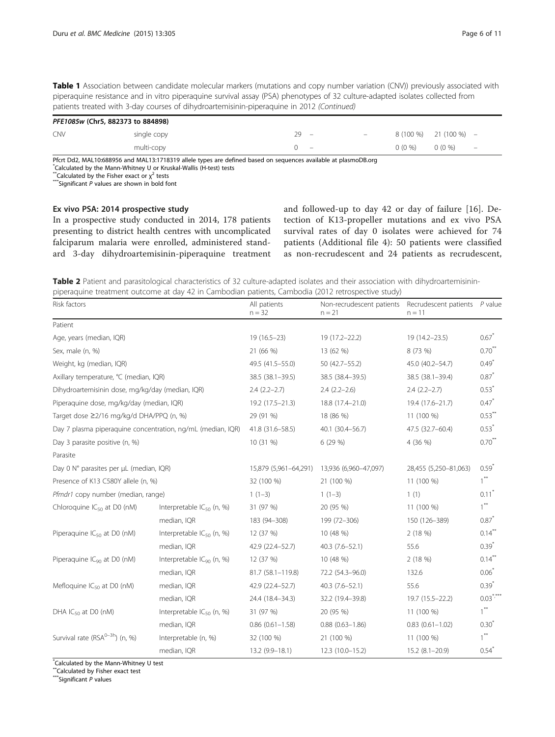**Table 1** Association between candidate molecular markers (mutations and copy number variation (CNV)) previously associated with piperaquine resistance and in vitro piperaquine survival assay (PSA) phenotypes of 32 culture-adapted isolates collected from patients treated with 3-day courses of dihydroartemisinin-piperaquine in 2012 *(Continued)*

| | | | | | | | |
|---|---|---|---|---|---|---|---|
| ***PFE1085w* (Chr5, 882373 to 884898)** | | | | | | | |
| CNV | single copy | 29 | – | – | 8 (100 %) | 21 (100 %) | – |
| | multi-copy | 0 | – | | 0 (0 %) | 0 (0 %) | – |

Pfcrt Dd2, MAL10:688956 and MAL13:1718319 allele types are defined based on sequences available at plasmoDB.org
*Calculated by the Mann-Whitney U or Kruskal-Wallis (H-test) tests
**Calculated by the Fisher exact or $\chi^2$ tests
***Significant *P* values are shown in bold font

### Ex vivo PSA: 2014 prospective study

In a prospective study conducted in 2014, 178 patients presenting to district health centres with uncomplicated falciparum malaria were enrolled, administered standard 3-day dihydroartemisinin-piperaquine treatment and followed-up to day 42 or day of failure [16]. Detection of K13-propeller mutations and ex vivo PSA survival rates of day 0 isolates were achieved for 74 patients (Additional file 4): 50 patients were classified as non-recrudescent and 24 patients as recrudescent,

**Table 2** Patient and parasitological characteristics of 32 culture-adapted isolates and their association with dihydroartemisinin-piperaquine treatment outcome at day 42 in Cambodian patients, Cambodia (2012 retrospective study)

| Risk factors | | All patients n = 32 | Non-recrudescent patients n = 21 | Recrudescent patients n = 11 | *P* value |
|---|---|---|---|---|---|
| Patient | | | | | |
| Age, years (median, IQR) | | 19 (16.5–23) | 19 (17.2–22.2) | 19 (14.2–23.5) | 0.67* |
| Sex, male (n, %) | | 21 (66 %) | 13 (62 %) | 8 (73 %) | 0.70** |
| Weight, kg (median, IQR) | | 49.5 (41.5–55.0) | 50 (42.7–55.2) | 45.0 (40.2–54.7) | 0.49* |
| Axillary temperature, °C (median, IQR) | | 38.5 (38.1–39.5) | 38.5 (38.4–39.5) | 38.5 (38.1–39.4) | 0.87* |
| Dihydroartemisinin dose, mg/kg/day (median, IQR) | | 2.4 (2.2–2.7) | 2.4 (2.2–2.6) | 2.4 (2.2–2.7) | 0.53* |
| Piperaquine dose, mg/kg/day (median, IQR) | | 19.2 (17.5–21.3) | 18.8 (17.4–21.0) | 19.4 (17.6–21.7) | 0.47* |
| Target dose ≥2/16 mg/kg/d DHA/PPQ (n, %) | | 29 (91 %) | 18 (86 %) | 11 (100 %) | 0.53** |
| Day 7 plasma piperaquine concentration, ng/mL (median, IQR) | | 41.8 (31.6–58.5) | 40.1 (30.4–56.7) | 47.5 (32.7–60.4) | 0.53* |
| Day 3 parasite positive (n, %) | | 10 (31 %) | 6 (29 %) | 4 (36 %) | 0.70** |
| Parasite | | | | | |
| Day 0 N° parasites per µL (median, IQR) | | 15,879 (5,961–64,291) | 13,936 (6,960–47,097) | 28,455 (5,250–81,063) | 0.59* |
| Presence of K13 C580Y allele (n, %) | | 32 (100 %) | 21 (100 %) | 11 (100 %) | 1** |
| *Pfmdr1* copy number (median, range) | | 1 (1–3) | 1 (1–3) | 1 (1) | 0.11* |
| Chloroquine $IC_{50}$ at D0 (nM) | Interpretable $IC_{50}$ (n, %) | 31 (97 %) | 20 (95 %) | 11 (100 %) | 1** |
| | median, IQR | 183 (94–308) | 199 (72–306) | 150 (126–389) | 0.87* |
| Piperaquine $IC_{50}$ at D0 (nM) | Interpretable $IC_{50}$ (n, %) | 12 (37 %) | 10 (48 %) | 2 (18 %) | 0.14** |
| | median, IQR | 42.9 (22.4–52.7) | 40.3 (7.6–52.1) | 55.6 | 0.39* |
| Piperaquine $IC_{90}$ at D0 (nM) | Interpretable $IC_{90}$ (n, %) | 12 (37 %) | 10 (48 %) | 2 (18 %) | 0.14** |
| | median, IQR | 81.7 (58.1–119.8) | 72.2 (54.3–96.0) | 132.6 | 0.06* |
| Mefloquine $IC_{50}$ at D0 (nM) | median, IQR | 42.9 (22.4–52.7) | 40.3 (7.6–52.1) | 55.6 | 0.39* |
| | median, IQR | 24.4 (18.4–34.3) | 32.2 (19.4–39.8) | 19.7 (15.5–22.2) | 0.03*,*** |
| DHA $IC_{50}$ at D0 (nM) | Interpretable $IC_{50}$ (n, %) | 31 (97 %) | 20 (95 %) | 11 (100 %) | 1** |
| | median, IQR | 0.86 (0.61–1.58) | 0.88 (0.63–1.86) | 0.83 (0.61–1.02) | 0.30* |
| Survival rate ($RSA^{0–3h}$) (n, %) | Interpretable (n, %) | 32 (100 %) | 21 (100 %) | 11 (100 %) | 1** |
| | median, IQR | 13.2 (9.9–18.1) | 12.3 (10.0–15.2) | 15.2 (8.1–20.9) | 0.54* |

*Calculated by the Mann-Whitney U test
**Calculated by Fisher exact test
***Significant *P* values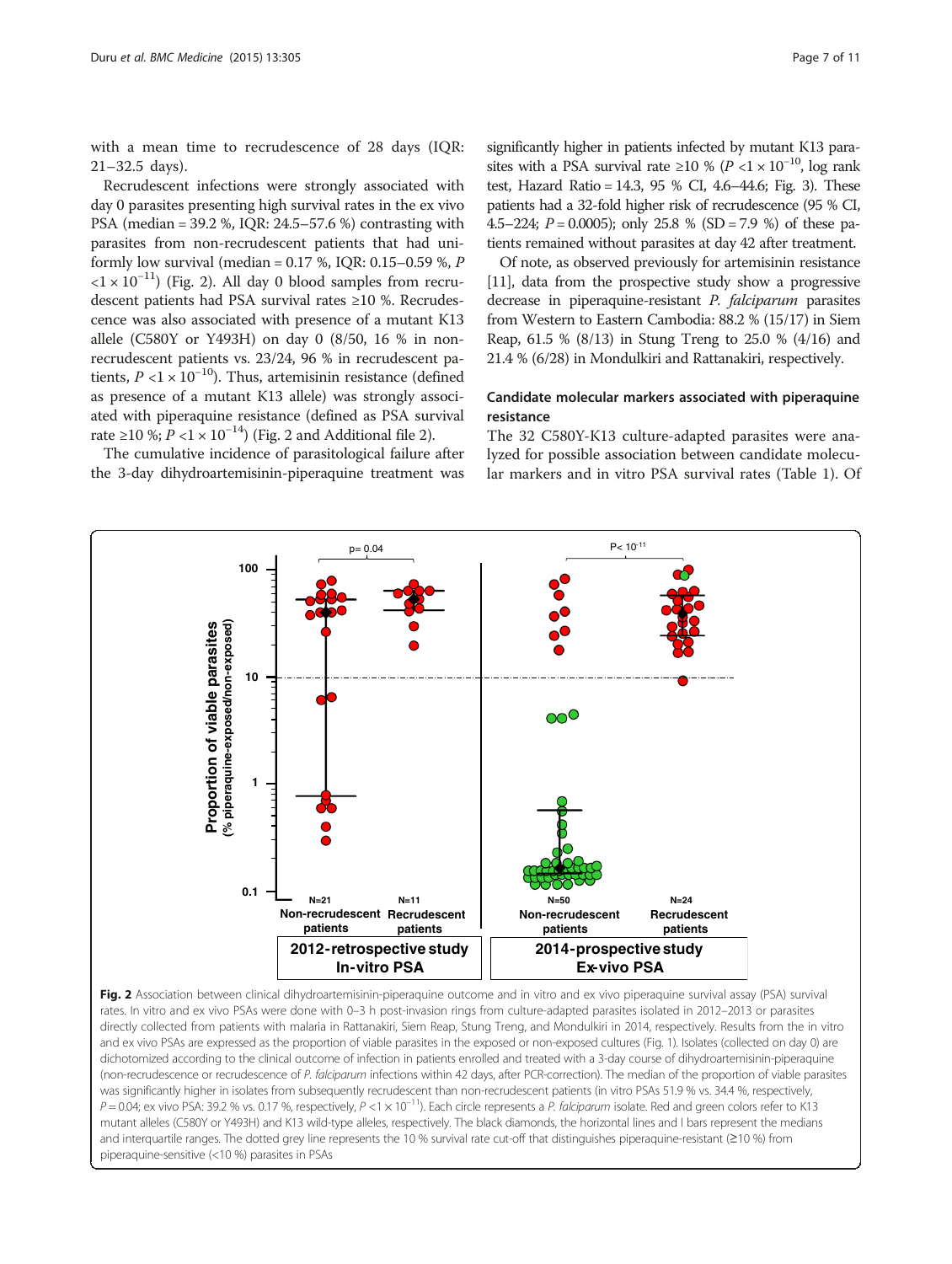with a mean time to recrudescence of 28 days (IQR: 21–32.5 days).

Recrudescent infections were strongly associated with day 0 parasites presenting high survival rates in the ex vivo PSA (median = 39.2 %, IQR: 24.5–57.6 %) contrasting with parasites from non-recrudescent patients that had uniformly low survival (median = 0.17 %, IQR: 0.15–0.59 %, $P < 1 \times 10^{-11}$) (Fig. 2). All day 0 blood samples from recrudescent patients had PSA survival rates ≥10 %. Recrudescence was also associated with presence of a mutant K13 allele (C580Y or Y493H) on day 0 (8/50, 16 % in non-recrudescent patients vs. 23/24, 96 % in recrudescent patients, $P < 1 \times 10^{-10}$). Thus, artemisinin resistance (defined as presence of a mutant K13 allele) was strongly associated with piperaquine resistance (defined as PSA survival rate ≥10 %; $P < 1 \times 10^{-14}$) (Fig. 2 and Additional file 2).

The cumulative incidence of parasitological failure after the 3-day dihydroartemisinin-piperaquine treatment was significantly higher in patients infected by mutant K13 parasites with a PSA survival rate ≥10 % ($P < 1 \times 10^{-10}$, log rank test, Hazard Ratio = 14.3, 95 % CI, 4.6–44.6; Fig. 3). These patients had a 32-fold higher risk of recrudescence (95 % CI, 4.5–224; $P = 0.0005$); only 25.8 % (SD = 7.9 %) of these patients remained without parasites at day 42 after treatment.

Of note, as observed previously for artemisinin resistance [11], data from the prospective study show a progressive decrease in piperaquine-resistant *P. falciparum* parasites from Western to Eastern Cambodia: 88.2 % (15/17) in Siem Reap, 61.5 % (8/13) in Stung Treng to 25.0 % (4/16) and 21.4 % (6/28) in Mondulkiri and Rattanakiri, respectively.

## Candidate molecular markers associated with piperaquine resistance

The 32 C580Y-K13 culture-adapted parasites were analyzed for possible association between candidate molecular markers and in vitro PSA survival rates (Table 1). Of

**Fig. 2** Association between clinical dihydroartemisinin-piperaquine outcome and in vitro and ex vivo piperaquine survival assay (PSA) survival rates. In vitro and ex vivo PSAs were done with 0–3 h post-invasion rings from culture-adapted parasites isolated in 2012–2013 or parasites directly collected from patients with malaria in Rattanakiri, Siem Reap, Stung Treng, and Mondulkiri in 2014, respectively. Results from the in vitro and ex vivo PSAs are expressed as the proportion of viable parasites in the exposed or non-exposed cultures (Fig. 1). Isolates (collected on day 0) are dichotomized according to the clinical outcome of infection in patients enrolled and treated with a 3-day course of dihydroartemisinin-piperaquine (non-recrudescence or recrudescence of *P. falciparum* infections within 42 days, after PCR-correction). The median of the proportion of viable parasites was significantly higher in isolates from subsequently recrudescent than non-recrudescent patients (in vitro PSAs 51.9 % vs. 34.4 %, respectively, $P = 0.04$; ex vivo PSA: 39.2 % vs. 0.17 %, respectively, $P < 1 \times 10^{-11}$). Each circle represents a *P. falciparum* isolate. Red and green colors refer to K13 mutant alleles (C580Y or Y493H) and K13 wild-type alleles, respectively. The black diamonds, the horizontal lines and I bars represent the medians and interquartile ranges. The dotted grey line represents the 10 % survival rate cut-off that distinguishes piperaquine-resistant (≥10 %) from piperaquine-sensitive (<10 %) parasites in PSAs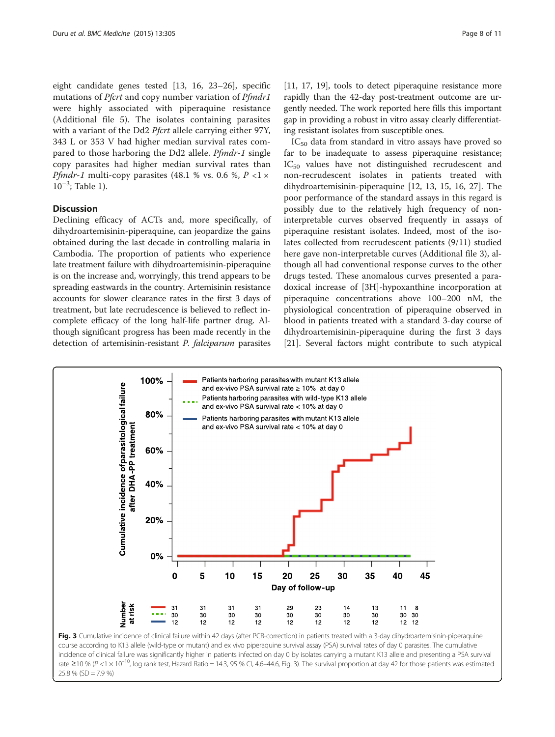eight candidate genes tested [13, 16, 23–26], specific mutations of *Pfcrt* and copy number variation of *Pfmdr1* were highly associated with piperaquine resistance (Additional file 5). The isolates containing parasites with a variant of the Dd2 *Pfcrt* allele carrying either 97Y, 343 L or 353 V had higher median survival rates compared to those harboring the Dd2 allele. *Pfmdr-1* single copy parasites had higher median survival rates than *Pfmdr-1* multi-copy parasites (48.1 % vs. 0.6 %, $P < 1 \times 10^{-3}$; Table 1).

## Discussion

Declining efficacy of ACTs and, more specifically, of dihydroartemisinin-piperaquine, can jeopardize the gains obtained during the last decade in controlling malaria in Cambodia. The proportion of patients who experience late treatment failure with dihydroartemisinin-piperaquine is on the increase and, worryingly, this trend appears to be spreading eastwards in the country. Artemisinin resistance accounts for slower clearance rates in the first 3 days of treatment, but late recrudescence is believed to reflect incomplete efficacy of the long half-life partner drug. Although significant progress has been made recently in the detection of artemisinin-resistant *P. falciparum* parasites [11, 17, 19], tools to detect piperaquine resistance more rapidly than the 42-day post-treatment outcome are urgently needed. The work reported here fills this important gap in providing a robust in vitro assay clearly differentiating resistant isolates from susceptible ones.

$IC_{50}$ data from standard in vitro assays have proved so far to be inadequate to assess piperaquine resistance; $IC_{50}$ values have not distinguished recrudescent and non-recrudescent isolates in patients treated with dihydroartemisinin-piperaquine [12, 13, 15, 16, 27]. The poor performance of the standard assays in this regard is possibly due to the relatively high frequency of non-interpretable curves observed frequently in assays of piperaquine resistant isolates. Indeed, most of the isolates collected from recrudescent patients (9/11) studied here gave non-interpretable curves (Additional file 3), although all had conventional response curves to the other drugs tested. These anomalous curves presented a paradoxical increase of [3H]-hypoxanthine incorporation at piperaquine concentrations above 100–200 nM, the physiological concentration of piperaquine observed in blood in patients treated with a standard 3-day course of dihydroartemisinin-piperaquine during the first 3 days [21]. Several factors might contribute to such atypical

**Fig. 3** Cumulative incidence of clinical failure within 42 days (after PCR-correction) in patients treated with a 3-day dihydroartemisinin-piperaquine course according to K13 allele (wild-type or mutant) and ex vivo piperaquine survival assay (PSA) survival rates of day 0 parasites. The cumulative incidence of clinical failure was significantly higher in patients infected on day 0 by isolates carrying a mutant K13 allele and presenting a PSA survival rate ≥10 % ($P < 1 \times 10^{-10}$, log rank test, Hazard Ratio = 14.3, 95 % CI, 4.6–44.6, Fig. 3). The survival proportion at day 42 for those patients was estimated 25.8 % (SD = 7.9 %)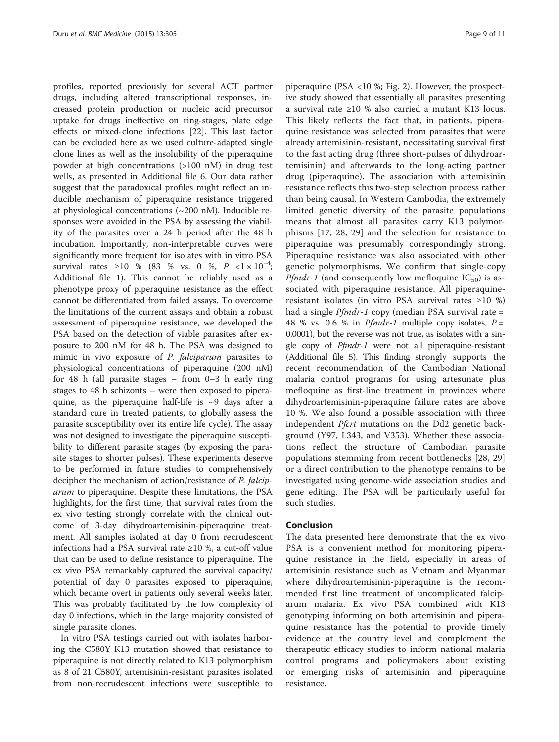profiles, reported previously for several ACT partner drugs, including altered transcriptional responses, increased protein production or nucleic acid precursor uptake for drugs ineffective on ring-stages, plate edge effects or mixed-clone infections [22]. This last factor can be excluded here as we used culture-adapted single clone lines as well as the insolubility of the piperaquine powder at high concentrations (>100 nM) in drug test wells, as presented in Additional file 6. Our data rather suggest that the paradoxical profiles might reflect an inducible mechanism of piperaquine resistance triggered at physiological concentrations (~200 nM). Inducible responses were avoided in the PSA by assessing the viability of the parasites over a 24 h period after the 48 h incubation. Importantly, non-interpretable curves were significantly more frequent for isolates with in vitro PSA survival rates ≥10 % (83 % vs. 0 %, $P < 1 \times 10^{-4}$; Additional file 1). This cannot be reliably used as a phenotype proxy of piperaquine resistance as the effect cannot be differentiated from failed assays. To overcome the limitations of the current assays and obtain a robust assessment of piperaquine resistance, we developed the PSA based on the detection of viable parasites after exposure to 200 nM for 48 h. The PSA was designed to mimic in vivo exposure of *P. falciparum* parasites to physiological concentrations of piperaquine (200 nM) for 48 h (all parasite stages – from 0–3 h early ring stages to 48 h schizonts – were then exposed to piperaquine, as the piperaquine half-life is ~9 days after a standard cure in treated patients, to globally assess the parasite susceptibility over its entire life cycle). The assay was not designed to investigate the piperaquine susceptibility to different parasite stages (by exposing the parasite stages to shorter pulses). These experiments deserve to be performed in future studies to comprehensively decipher the mechanism of action/resistance of *P. falciparum* to piperaquine. Despite these limitations, the PSA highlights, for the first time, that survival rates from the ex vivo testing strongly correlate with the clinical outcome of 3-day dihydroartemisinin-piperaquine treatment. All samples isolated at day 0 from recrudescent infections had a PSA survival rate ≥10 %, a cut-off value that can be used to define resistance to piperaquine. The ex vivo PSA remarkably captured the survival capacity/potential of day 0 parasites exposed to piperaquine, which became overt in patients only several weeks later. This was probably facilitated by the low complexity of day 0 infections, which in the large majority consisted of single parasite clones.

In vitro PSA testings carried out with isolates harboring the C580Y K13 mutation showed that resistance to piperaquine is not directly related to K13 polymorphism as 8 of 21 C580Y, artemisinin-resistant parasites isolated from non-recrudescent infections were susceptible to piperaquine (PSA <10 %; Fig. 2). However, the prospective study showed that essentially all parasites presenting a survival rate ≥10 % also carried a mutant K13 locus. This likely reflects the fact that, in patients, piperaquine resistance was selected from parasites that were already artemisinin-resistant, necessitating survival first to the fast acting drug (three short-pulses of dihydroartemisinin) and afterwards to the long-acting partner drug (piperaquine). The association with artemisinin resistance reflects this two-step selection process rather than being causal. In Western Cambodia, the extremely limited genetic diversity of the parasite populations means that almost all parasites carry K13 polymorphisms [17, 28, 29] and the selection for resistance to piperaquine was presumably correspondingly strong. Piperaquine resistance was also associated with other genetic polymorphisms. We confirm that single-copy *Pfmdr-1* (and consequently low mefloquine $IC_{50}$) is associated with piperaquine resistance. All piperaquine-resistant isolates (in vitro PSA survival rates ≥10 %) had a single *Pfmdr-1* copy (median PSA survival rate = 48 % vs. 0.6 % in *Pfmdr-1* multiple copy isolates, $P = 0.0001$), but the reverse was not true, as isolates with a single copy of *Pfmdr-1* were not all piperaquine-resistant (Additional file 5). This finding strongly supports the recent recommendation of the Cambodian National malaria control programs for using artesunate plus mefloquine as first-line treatment in provinces where dihydroartemisinin-piperaquine failure rates are above 10 %. We also found a possible association with three independent *Pfcrt* mutations on the Dd2 genetic background (Y97, L343, and V353). Whether these associations reflect the structure of Cambodian parasite populations stemming from recent bottlenecks [28, 29] or a direct contribution to the phenotype remains to be investigated using genome-wide association studies and gene editing. The PSA will be particularly useful for such studies.

## Conclusion

The data presented here demonstrate that the ex vivo PSA is a convenient method for monitoring piperaquine resistance in the field, especially in areas of artemisinin resistance such as Vietnam and Myanmar where dihydroartemisinin-piperaquine is the recommended first line treatment of uncomplicated falciparum malaria. Ex vivo PSA combined with K13 genotyping informing on both artemisinin and piperaquine resistance has the potential to provide timely evidence at the country level and complement the therapeutic efficacy studies to inform national malaria control programs and policymakers about existing or emerging risks of artemisinin and piperaquine resistance.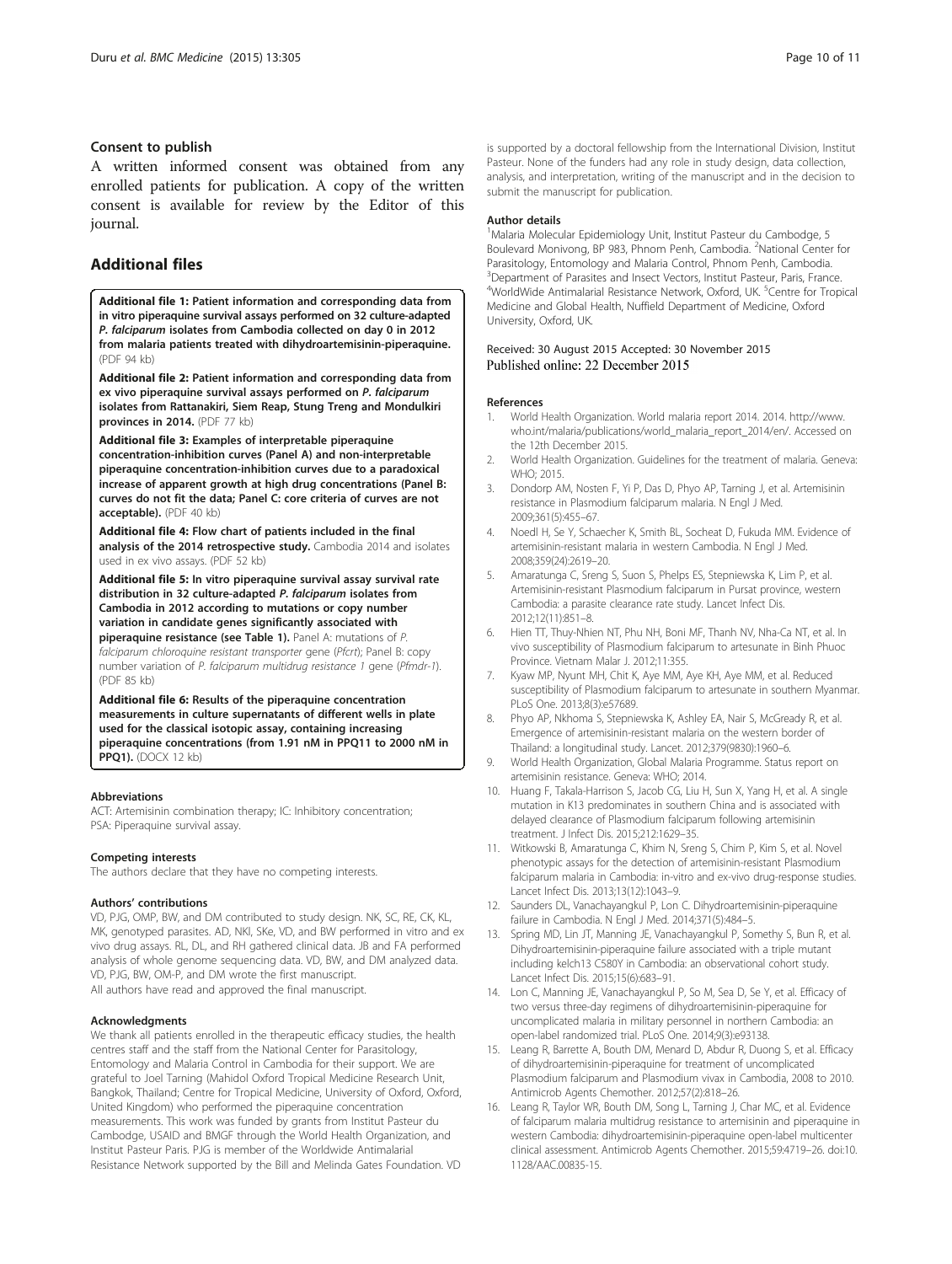### Consent to publish

A written informed consent was obtained from any enrolled patients for publication. A copy of the written consent is available for review by the Editor of this journal.

## Additional files

**Additional file 1: Patient information and corresponding data from in vitro piperaquine survival assays performed on 32 culture-adapted *P. falciparum* isolates from Cambodia collected on day 0 in 2012 from malaria patients treated with dihydroartemisinin-piperaquine.** (PDF 94 kb)

**Additional file 2: Patient information and corresponding data from ex vivo piperaquine survival assays performed on *P. falciparum* isolates from Rattanakiri, Siem Reap, Stung Treng and Mondulkiri provinces in 2014.** (PDF 77 kb)

**Additional file 3: Examples of interpretable piperaquine concentration-inhibition curves (Panel A) and non-interpretable piperaquine concentration-inhibition curves due to a paradoxical increase of apparent growth at high drug concentrations (Panel B: curves do not fit the data; Panel C: core criteria of curves are not acceptable).** (PDF 40 kb)

**Additional file 4: Flow chart of patients included in the final analysis of the 2014 retrospective study.** Cambodia 2014 and isolates used in ex vivo assays. (PDF 52 kb)

**Additional file 5: In vitro piperaquine survival assay survival rate distribution in 32 culture-adapted *P. falciparum* isolates from Cambodia in 2012 according to mutations or copy number variation in candidate genes significantly associated with piperaquine resistance (see Table 1).** Panel A: mutations of *P. falciparum chloroquine resistant transporter* gene (*Pfcrt*); Panel B: copy number variation of *P. falciparum multidrug resistance 1* gene (*Pfmdr-1*). (PDF 85 kb)

**Additional file 6: Results of the piperaquine concentration measurements in culture supernatants of different wells in plate used for the classical isotopic assay, containing increasing piperaquine concentrations (from 1.91 nM in PPQ11 to 2000 nM in PPQ1).** (DOCX 12 kb)

### Abbreviations

ACT: Artemisinin combination therapy; IC: Inhibitory concentration; PSA: Piperaquine survival assay.

### Competing interests

The authors declare that they have no competing interests.

### Authors' contributions

VD, PJG, OMP, BW, and DM contributed to study design. NK, SC, RE, CK, KL, MK, genotyped parasites. AD, NKl, SKe, VD, and BW performed in vitro and ex vivo drug assays. RL, DL, and RH gathered clinical data. JB and FA performed analysis of whole genome sequencing data. VD, BW, and DM analyzed data. VD, PJG, BW, OM-P, and DM wrote the first manuscript.
All authors have read and approved the final manuscript.

### Acknowledgments

We thank all patients enrolled in the therapeutic efficacy studies, the health centres staff and the staff from the National Center for Parasitology, Entomology and Malaria Control in Cambodia for their support. We are grateful to Joel Tarning (Mahidol Oxford Tropical Medicine Research Unit, Bangkok, Thailand; Centre for Tropical Medicine, University of Oxford, Oxford, United Kingdom) who performed the piperaquine concentration measurements. This work was funded by grants from Institut Pasteur du Cambodge, USAID and BMGF through the World Health Organization, and Institut Pasteur Paris. PJG is member of the Worldwide Antimalarial Resistance Network supported by the Bill and Melinda Gates Foundation. VD is supported by a doctoral fellowship from the International Division, Institut Pasteur. None of the funders had any role in study design, data collection, analysis, and interpretation, writing of the manuscript and in the decision to submit the manuscript for publication.

### Author details

[1]Malaria Molecular Epidemiology Unit, Institut Pasteur du Cambodge, 5 Boulevard Monivong, BP 983, Phnom Penh, Cambodia. [2]National Center for Parasitology, Entomology and Malaria Control, Phnom Penh, Cambodia. [3]Department of Parasites and Insect Vectors, Institut Pasteur, Paris, France. [4]WorldWide Antimalarial Resistance Network, Oxford, UK. [5]Centre for Tropical Medicine and Global Health, Nuffield Department of Medicine, Oxford University, Oxford, UK.

Received: 30 August 2015 Accepted: 30 November 2015
Published online: 22 December 2015

### References

1. World Health Organization. World malaria report 2014. 2014. http://www.who.int/malaria/publications/world_malaria_report_2014/en/. Accessed on the 12th December 2015.
2. World Health Organization. Guidelines for the treatment of malaria. Geneva: WHO; 2015.
3. Dondorp AM, Nosten F, Yi P, Das D, Phyo AP, Tarning J, et al. Artemisinin resistance in Plasmodium falciparum malaria. N Engl J Med. 2009;361(5):455–67.
4. Noedl H, Se Y, Schaecher K, Smith BL, Socheat D, Fukuda MM. Evidence of artemisinin-resistant malaria in western Cambodia. N Engl J Med. 2008;359(24):2619–20.
5. Amaratunga C, Sreng S, Suon S, Phelps ES, Stepniewska K, Lim P, et al. Artemisinin-resistant Plasmodium falciparum in Pursat province, western Cambodia: a parasite clearance rate study. Lancet Infect Dis. 2012;12(11):851–8.
6. Hien TT, Thuy-Nhien NT, Phu NH, Boni MF, Thanh NV, Nha-Ca NT, et al. In vivo susceptibility of Plasmodium falciparum to artesunate in Binh Phuoc Province. Vietnam Malar J. 2012;11:355.
7. Kyaw MP, Nyunt MH, Chit K, Aye MM, Aye KH, Aye MM, et al. Reduced susceptibility of Plasmodium falciparum to artesunate in southern Myanmar. PLoS One. 2013;8(3):e57689.
8. Phyo AP, Nkhoma S, Stepniewska K, Ashley EA, Nair S, McGready R, et al. Emergence of artemisinin-resistant malaria on the western border of Thailand: a longitudinal study. Lancet. 2012;379(9830):1960–6.
9. World Health Organization, Global Malaria Programme. Status report on artemisinin resistance. Geneva: WHO; 2014.
10. Huang F, Takala-Harrison S, Jacob CG, Liu H, Sun X, Yang H, et al. A single mutation in K13 predominates in southern China and is associated with delayed clearance of Plasmodium falciparum following artemisinin treatment. J Infect Dis. 2015;212:1629–35.
11. Witkowski B, Amaratunga C, Khim N, Sreng S, Chim P, Kim S, et al. Novel phenotypic assays for the detection of artemisinin-resistant Plasmodium falciparum malaria in Cambodia: in-vitro and ex-vivo drug-response studies. Lancet Infect Dis. 2013;13(12):1043–9.
12. Saunders DL, Vanachayangkul P, Lon C. Dihydroartemisinin-piperaquine failure in Cambodia. N Engl J Med. 2014;371(5):484–5.
13. Spring MD, Lin JT, Manning JE, Vanachayangkul P, Somethy S, Bun R, et al. Dihydroartemisinin-piperaquine failure associated with a triple mutant including kelch13 C580Y in Cambodia: an observational cohort study. Lancet Infect Dis. 2015;15(6):683–91.
14. Lon C, Manning JE, Vanachayangkul P, So M, Sea D, Se Y, et al. Efficacy of two versus three-day regimens of dihydroartemisinin-piperaquine for uncomplicated malaria in military personnel in northern Cambodia: an open-label randomized trial. PLoS One. 2014;9(3):e93138.
15. Leang R, Barrette A, Bouth DM, Menard D, Abdur R, Duong S, et al. Efficacy of dihydroartemisinin-piperaquine for treatment of uncomplicated Plasmodium falciparum and Plasmodium vivax in Cambodia, 2008 to 2010. Antimicrob Agents Chemother. 2012;57(2):818–26.
16. Leang R, Taylor WR, Bouth DM, Song L, Tarning J, Char MC, et al. Evidence of falciparum malaria multidrug resistance to artemisinin and piperaquine in western Cambodia: dihydroartemisinin-piperaquine open-label multicenter clinical assessment. Antimicrob Agents Chemother. 2015;59:4719–26. doi:10.1128/AAC.00835-15.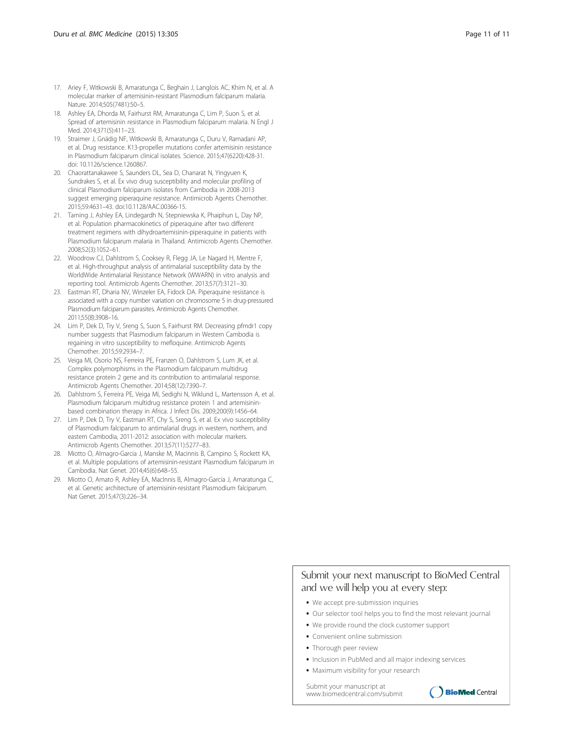17. Ariey F, Witkowski B, Amaratunga C, Beghain J, Langlois AC, Khim N, et al. A molecular marker of artemisinin-resistant Plasmodium falciparum malaria. Nature. 2014;505(7481):50–5.
18. Ashley EA, Dhorda M, Fairhurst RM, Amaratunga C, Lim P, Suon S, et al. Spread of artemisinin resistance in Plasmodium falciparum malaria. N Engl J Med. 2014;371(5):411–23.
19. Straimer J, Gnädig NF, Witkowski B, Amaratunga C, Duru V, Ramadani AP, et al. Drug resistance. K13-propeller mutations confer artemisinin resistance in Plasmodium falciparum clinical isolates. Science. 2015;47(6220):428-31. doi: 10.1126/science.1260867.
20. Chaorattanakawee S, Saunders DL, Sea D, Chanarat N, Yingyuen K, Sundrakes S, et al. Ex vivo drug susceptibility and molecular profiling of clinical Plasmodium falciparum isolates from Cambodia in 2008-2013 suggest emerging piperaquine resistance. Antimicrob Agents Chemother. 2015;59:4631–43. doi:10.1128/AAC.00366-15.
21. Tarning J, Ashley EA, Lindegardh N, Stepniewska K, Phaiphun L, Day NP, et al. Population pharmacokinetics of piperaquine after two different treatment regimens with dihydroartemisinin-piperaquine in patients with Plasmodium falciparum malaria in Thailand. Antimicrob Agents Chemother. 2008;52(3):1052–61.
22. Woodrow CJ, Dahlstrom S, Cooksey R, Flegg JA, Le Nagard H, Mentre F, et al. High-throughput analysis of antimalarial susceptibility data by the WorldWide Antimalarial Resistance Network (WWARN) in vitro analysis and reporting tool. Antimicrob Agents Chemother. 2013;57(7):3121–30.
23. Eastman RT, Dharia NV, Winzeler EA, Fidock DA. Piperaquine resistance is associated with a copy number variation on chromosome 5 in drug-pressured Plasmodium falciparum parasites. Antimicrob Agents Chemother. 2011;55(8):3908–16.
24. Lim P, Dek D, Try V, Sreng S, Suon S, Fairhurst RM. Decreasing pfmdr1 copy number suggests that Plasmodium falciparum in Western Cambodia is regaining in vitro susceptibility to mefloquine. Antimicrob Agents Chemother. 2015;59:2934–7.
25. Veiga MI, Osorio NS, Ferreira PE, Franzen O, Dahlstrom S, Lum JK, et al. Complex polymorphisms in the Plasmodium falciparum multidrug resistance protein 2 gene and its contribution to antimalarial response. Antimicrob Agents Chemother. 2014;58(12):7390–7.
26. Dahlstrom S, Ferreira PE, Veiga MI, Sedighi N, Wiklund L, Martensson A, et al. Plasmodium falciparum multidrug resistance protein 1 and artemisinin-based combination therapy in Africa. J Infect Dis. 2009;200(9):1456–64.
27. Lim P, Dek D, Try V, Eastman RT, Chy S, Sreng S, et al. Ex vivo susceptibility of Plasmodium falciparum to antimalarial drugs in western, northern, and eastern Cambodia, 2011-2012: association with molecular markers. Antimicrob Agents Chemother. 2013;57(11):5277–83.
28. Miotto O, Almagro-Garcia J, Manske M, Macinnis B, Campino S, Rockett KA, et al. Multiple populations of artemisinin-resistant Plasmodium falciparum in Cambodia. Nat Genet. 2014;45(6):648–55.
29. Miotto O, Amato R, Ashley EA, MacInnis B, Almagro-Garcia J, Amaratunga C, et al. Genetic architecture of artemisinin-resistant Plasmodium falciparum. Nat Genet. 2015;47(3):226–34.

Submit your next manuscript to BioMed Central and we will help you at every step:

- We accept pre-submission inquiries
- Our selector tool helps you to find the most relevant journal
- We provide round the clock customer support
- Convenient online submission
- Thorough peer review
- Inclusion in PubMed and all major indexing services
- Maximum visibility for your research

Submit your manuscript at www.biomedcentral.com/submit

BioMed Central